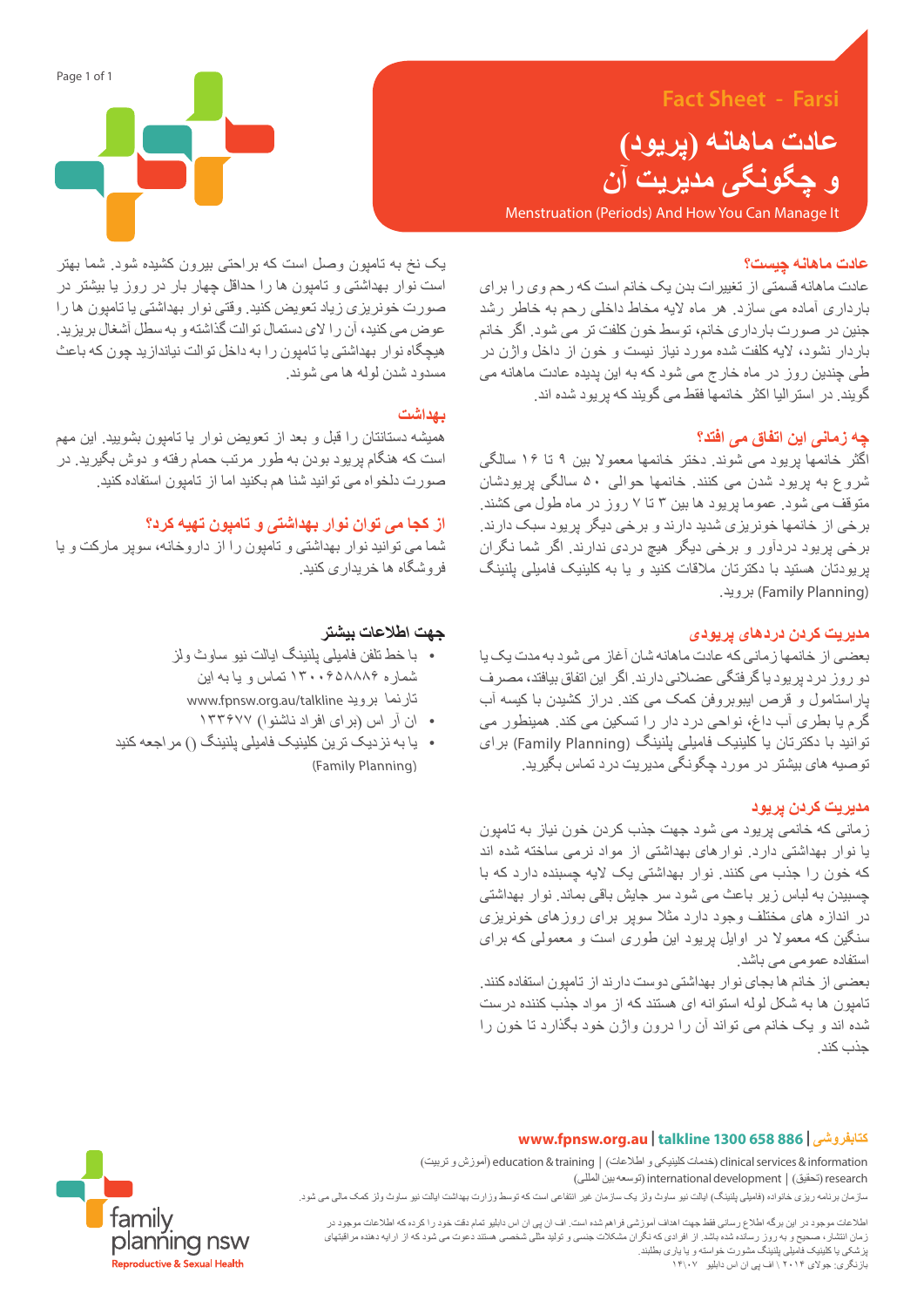Fact Sheet - Farsi

# عادت ماهانه (پریود) و چگونگی مدیریت آن

Menstruation (Periods) And How You Can Manage It

## عادت ماهانه چیست؟

عادت ماهانه قسمتی از تغییرات بدن یک خانم است که رحم وی را برای بارداری آماده می سازد. هر ماه لایه مخاط داخلی رحم به خاطر رشد جنین در صورت بارداری خانم، توسط خون کلفت تر می شود. اگر خانم باردار نشود، لایه کلفت شده مورد نیاز نیست و خون از داخل واژن در طی چندین روز در ماه خارج می شود که به این پدیده عادت ماهانه می گویند. در استرالیا اکثر خانمها فقط می گویند که پریود شده اند.

## چه زمانی این اتفاق می افتد؟

اکثر خانمها پریود می شوند. دختر خانمها معمولا بین ۹ تا ۱۶ سالگی شروع به پریود شدن می کنند. خانمها حوالی ۵۰ سالگی پریودشان متوقف می شود. عموما پریود ها بین ۳ تا ۷ روز در ماه طول می کشند. برخی از خانمها خونریزی شدید دارند و برخی دیگر پریود سبک دارند. برخی پریود دردآور و برخی دیگر هیچ دردی ندارند. اگر شما نگران پریودتان هستید با دکترتان ملاقات کنید و یا به کلینیک فامیلی پلنینگ (Family Planning) بروید.

## مدیریت کردن دردهای پریودی

بعضی از خانمها زمانی که عادت ماهانه شان آغاز می شود به مدت یک یا دو روز درد پریود یا گرفتگی عضلانی دارند. اگر این اتفاق بیافتد، مصرف پاراستامول و قرص ایبوبروفن کمک می کند. دراز کشیدن با کیسه آب گرم یا بطری آب داغ، نواحی درد دار را تسکین می کند. همینطور می توانید با دکترتان یا کلینیک فامیلی پلنینگ (Family Planning) برای توصیه های بیشتر در مورد چگونگی مدیریت درد تماس بگیرید.

## مدیریت کردن پریود

زمانی که خانمی پریود می شود جهت جذب کردن خون نیاز به تامپون یا نوار بهداشتی دارد. نوارهای بهداشتی از مواد نرمی ساخته شده اند که خون را جذب می کنند. نوار بهداشتی یک لایه چسبنده دارد که با چسبیدن به لباس زیر باعث می شود سر جایش باقی بماند. نوار بهداشتی در اندازه های مختلف وجود دارد مثلا سوپر برای روزهای خونریزی سنگین که معمولا در اوایل پریود این طوری است و معمولی که برای استفاده عمومی می باشد.

بعضی از خانم ها بجای نوار بهداشتی دوست دارند از تامپون استفاده کنند. تامپون ها به شکل لوله استوانه ای هستند که از مواد جذب کننده درست شده اند و یک خانم می تواند آن را درون واژن خود بگذارد تا خون را جذب کند.

یک نخ به تامپون وصل است که براحتی بیرون کشیده شود. شما بهتر است نوار بهداشتی و تامپون ها را حداقل چهار بار در روز یا بیشتر در صورت خونریزی زیاد تعویض کنید. وقتی نوار بهداشتی یا تامپون ها را عوض می کنید، آن را لای دستمال توالت گذاشته و به سطل آشغال بریزید. هیچگاه نوار بهداشتی یا تامپون را به داخل توالت نیاندازید چون که باعث مسدود شدن لوله ها می شوند.

## بهداشت

همیشه دستانتان را قبل و بعد از تعویض نوار یا تامپون بشویید. این مهم است که هنگام پریود بودن به طور مرتب حمام رفته و دوش بگیرید. در صورت دلخواه می توانید شنا هم بکنید اما از تامپون استفاده کنید.

## از کجا می توان نوار بهداشتی و تامپون تهیه کرد؟

شما می توانید نوار بهداشتی و تامپون را از داروخانه، سوپر مارکت و یا فروشگاه ها خریداری کنید.

## جهت اطلاعات بیشتر

- با خط تلفن فامیلی پلنینگ ایالت نیو ساوث ولز شماره ۱۳۰۰۶۵۸۸۸۶ تماس و یا به این تارنما بروید www.fpnsw.org.au/talkline
- ان آر اس (برای افراد ناشنوا) ۱۳۳۶۷۷
- یا به نزدیک ترین کلینیک فامیلی پلنینگ () مراجعه کنید (Family Planning)

کتابفروشی | talkline 1300 658 886 | www.fpnsw.org.au

clinical services & information (خدمات کلینیکی و اطلاعات) | education & training (آموزش و تربیت)

research (تحقیق) | international development (توسعه بین المللی)

سازمان برنامه ریزی خانواده (فامیلی پلنینگ) ایالت نیو ساوث ولز یک سازمان غیر انتفاعی است که توسط وزارت بهداشت ایالت نیو ساوث ولز کمک مالی می شود.

اطلاعات موجود در این برگه اطلاع رسانی فقط جهت اهداف آموزشی فراهم شده است. اف ان پی ان اس دابلیو تمام دقت خود را کرده که اطلاعات موجود در زمان انتشار، صحیح و به روز رسانده شده باشد. از افرادی که نگران مشکلات جنسی و تولید مثلی شخصی هستند دعوت می شود که از ارایه دهنده مراقبتهای پزشکی یا کلینیک فامیلی پلنینگ مشورت خواسته و یا یاری بطلبند.

بازنگری: جولای ۲۰۱۴ اف پی ان اس دابلیو ۱۴\۰۷

family planning nsw
Reproductive & Sexual Health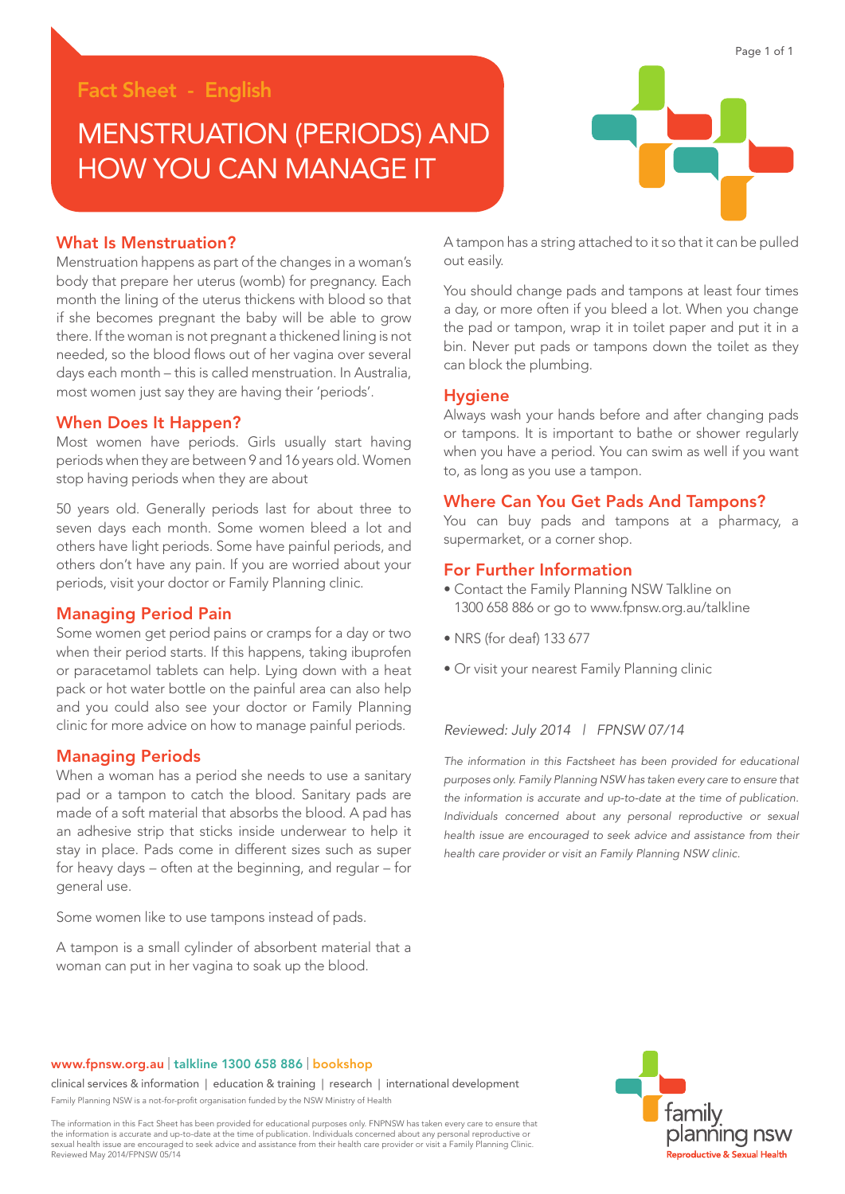Fact Sheet - English

# MENSTRUATION (PERIODS) AND HOW YOU CAN MANAGE IT

## What Is Menstruation?

Menstruation happens as part of the changes in a woman's body that prepare her uterus (womb) for pregnancy. Each month the lining of the uterus thickens with blood so that if she becomes pregnant the baby will be able to grow there. If the woman is not pregnant a thickened lining is not needed, so the blood flows out of her vagina over several days each month – this is called menstruation. In Australia, most women just say they are having their 'periods'.

## When Does It Happen?

Most women have periods. Girls usually start having periods when they are between 9 and 16 years old. Women stop having periods when they are about

50 years old. Generally periods last for about three to seven days each month. Some women bleed a lot and others have light periods. Some have painful periods, and others don't have any pain. If you are worried about your periods, visit your doctor or Family Planning clinic.

## Managing Period Pain

Some women get period pains or cramps for a day or two when their period starts. If this happens, taking ibuprofen or paracetamol tablets can help. Lying down with a heat pack or hot water bottle on the painful area can also help and you could also see your doctor or Family Planning clinic for more advice on how to manage painful periods.

## Managing Periods

When a woman has a period she needs to use a sanitary pad or a tampon to catch the blood. Sanitary pads are made of a soft material that absorbs the blood. A pad has an adhesive strip that sticks inside underwear to help it stay in place. Pads come in different sizes such as super for heavy days – often at the beginning, and regular – for general use.

Some women like to use tampons instead of pads.

A tampon is a small cylinder of absorbent material that a woman can put in her vagina to soak up the blood.

A tampon has a string attached to it so that it can be pulled out easily.

You should change pads and tampons at least four times a day, or more often if you bleed a lot. When you change the pad or tampon, wrap it in toilet paper and put it in a bin. Never put pads or tampons down the toilet as they can block the plumbing.

## Hygiene

Always wash your hands before and after changing pads or tampons. It is important to bathe or shower regularly when you have a period. You can swim as well if you want to, as long as you use a tampon.

## Where Can You Get Pads And Tampons?

You can buy pads and tampons at a pharmacy, a supermarket, or a corner shop.

## For Further Information

- Contact the Family Planning NSW Talkline on 1300 658 886 or go to www.fpnsw.org.au/talkline
- NRS (for deaf) 133 677
- Or visit your nearest Family Planning clinic

*Reviewed: July 2014 | FPNSW 07/14*

*The information in this Factsheet has been provided for educational purposes only. Family Planning NSW has taken every care to ensure that the information is accurate and up-to-date at the time of publication. Individuals concerned about any personal reproductive or sexual health issue are encouraged to seek advice and assistance from their health care provider or visit an Family Planning NSW clinic.*

www.fpnsw.org.au | talkline 1300 658 886 | bookshop

clinical services & information | education & training | research | international development

Family Planning NSW is a not-for-profit organisation funded by the NSW Ministry of Health

The information in this Fact Sheet has been provided for educational purposes only. FNPNSW has taken every care to ensure that the information is accurate and up-to-date at the time of publication. Individuals concerned about any personal reproductive or sexual health issue are encouraged to seek advice and assistance from their health care provider or visit a Family Planning Clinic. Reviewed May 2014/FPNSW 05/14

family planning nsw
Reproductive & Sexual Health